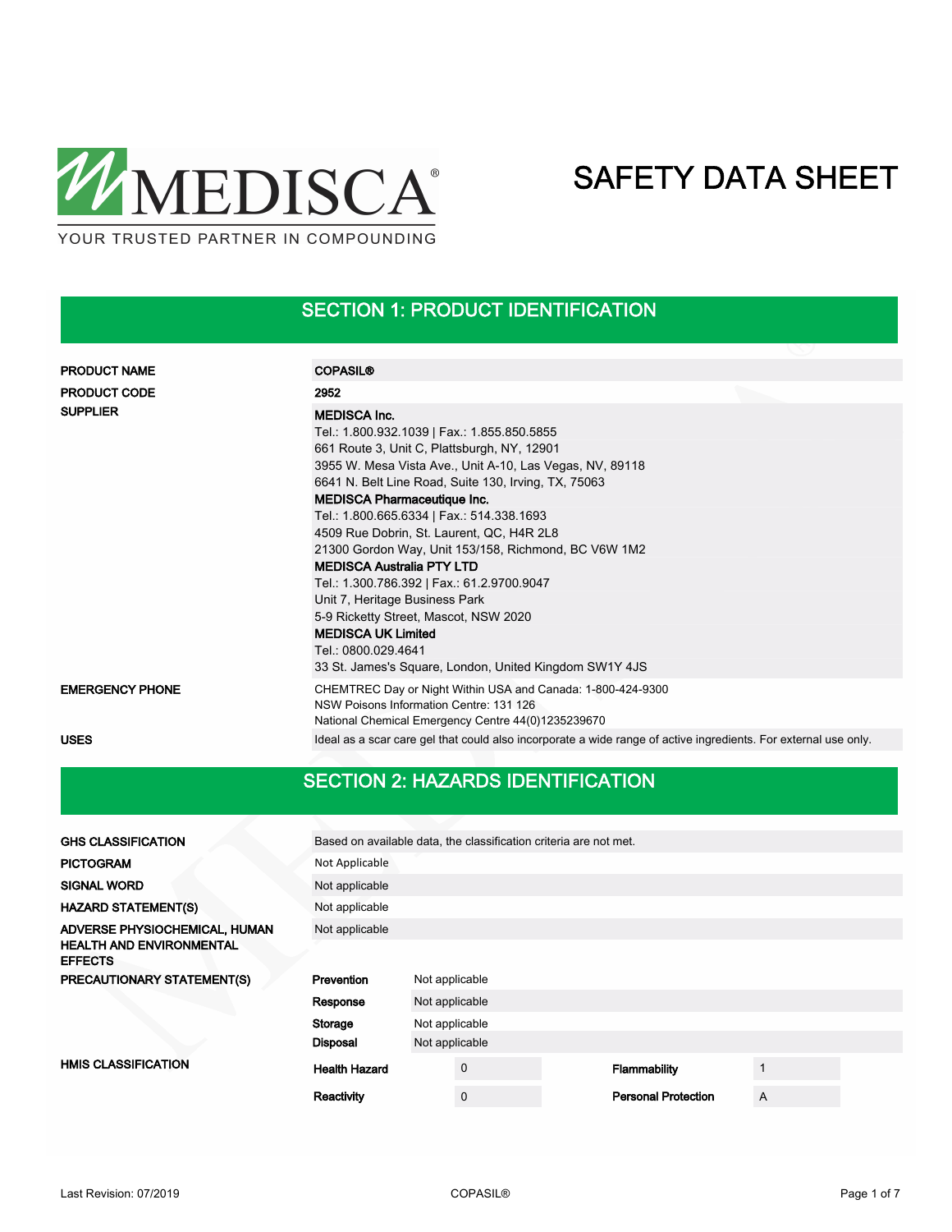MEDISCA®

YOUR TRUSTED PARTNER IN COMPOUNDING

# SAFETY DATA SHEET

## SECTION 1: PRODUCT IDENTIFICATION

| | |
|---|---|
| **PRODUCT NAME** | **COPASIL®** |
| **PRODUCT CODE** | **2952** |
| **SUPPLIER** | **MEDISCA Inc.**<br>Tel.: 1.800.932.1039 \| Fax.: 1.855.850.5855<br>661 Route 3, Unit C, Plattsburgh, NY, 12901<br>3955 W. Mesa Vista Ave., Unit A-10, Las Vegas, NV, 89118<br>6641 N. Belt Line Road, Suite 130, Irving, TX, 75063<br>**MEDISCA Pharmaceutique Inc.**<br>Tel.: 1.800.665.6334 \| Fax.: 514.338.1693<br>4509 Rue Dobrin, St. Laurent, QC, H4R 2L8<br>21300 Gordon Way, Unit 153/158, Richmond, BC V6W 1M2<br>**MEDISCA Australia PTY LTD**<br>Tel.: 1.300.786.392 \| Fax.: 61.2.9700.9047<br>Unit 7, Heritage Business Park<br>5-9 Ricketty Street, Mascot, NSW 2020<br>**MEDISCA UK Limited**<br>Tel.: 0800.029.4641<br>33 St. James's Square, London, United Kingdom SW1Y 4JS |
| **EMERGENCY PHONE** | CHEMTREC Day or Night Within USA and Canada: 1-800-424-9300<br>NSW Poisons Information Centre: 131 126<br>National Chemical Emergency Centre 44(0)1235239670 |
| **USES** | Ideal as a scar care gel that could also incorporate a wide range of active ingredients. For external use only. |

## SECTION 2: HAZARDS IDENTIFICATION

| | |
|---|---|
| **GHS CLASSIFICATION** | Based on available data, the classification criteria are not met. |
| **PICTOGRAM** | Not Applicable |
| **SIGNAL WORD** | Not applicable |
| **HAZARD STATEMENT(S)** | Not applicable |
| **ADVERSE PHYSIOCHEMICAL, HUMAN HEALTH AND ENVIRONMENTAL EFFECTS** | Not applicable |

**PRECAUTIONARY STATEMENT(S)**

| | |
|---|---|
| **Prevention** | Not applicable |
| **Response** | Not applicable |
| **Storage** | Not applicable |
| **Disposal** | Not applicable |

**HMIS CLASSIFICATION**

| | | | |
|---|---|---|---|
| **Health Hazard** | 0 | **Flammability** | 1 |
| **Reactivity** | 0 | **Personal Protection** | A |

Last Revision: 07/2019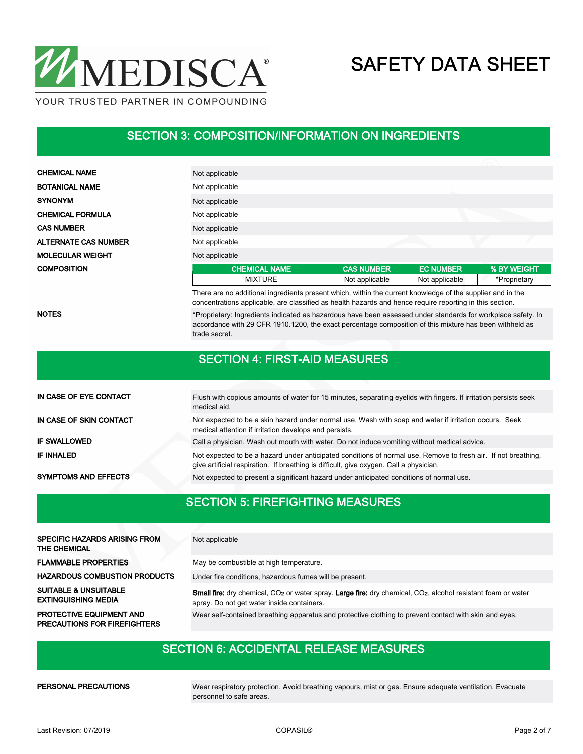## SECTION 3: COMPOSITION/INFORMATION ON INGREDIENTS

| | |
|---|---|
| **CHEMICAL NAME** | Not applicable |
| **BOTANICAL NAME** | Not applicable |
| **SYNONYM** | Not applicable |
| **CHEMICAL FORMULA** | Not applicable |
| **CAS NUMBER** | Not applicable |
| **ALTERNATE CAS NUMBER** | Not applicable |
| **MOLECULAR WEIGHT** | Not applicable |

**COMPOSITION**

| CHEMICAL NAME | CAS NUMBER | EC NUMBER | % BY WEIGHT |
|---|---|---|---|
| MIXTURE | Not applicable | Not applicable | *Proprietary |

There are no additional ingredients present which, within the current knowledge of the supplier and in the concentrations applicable, are classified as health hazards and hence require reporting in this section.

**NOTES**

*Proprietary: Ingredients indicated as hazardous have been assessed under standards for workplace safety. In accordance with 29 CFR 1910.1200, the exact percentage composition of this mixture has been withheld as trade secret.

## SECTION 4: FIRST-AID MEASURES

| | |
|---|---|
| **IN CASE OF EYE CONTACT** | Flush with copious amounts of water for 15 minutes, separating eyelids with fingers. If irritation persists seek medical aid. |
| **IN CASE OF SKIN CONTACT** | Not expected to be a skin hazard under normal use. Wash with soap and water if irritation occurs. Seek medical attention if irritation develops and persists. |
| **IF SWALLOWED** | Call a physician. Wash out mouth with water. Do not induce vomiting without medical advice. |
| **IF INHALED** | Not expected to be a hazard under anticipated conditions of normal use. Remove to fresh air. If not breathing, give artificial respiration. If breathing is difficult, give oxygen. Call a physician. |
| **SYMPTOMS AND EFFECTS** | Not expected to present a significant hazard under anticipated conditions of normal use. |

## SECTION 5: FIREFIGHTING MEASURES

| | |
|---|---|
| **SPECIFIC HAZARDS ARISING FROM THE CHEMICAL** | Not applicable |
| **FLAMMABLE PROPERTIES** | May be combustible at high temperature. |
| **HAZARDOUS COMBUSTION PRODUCTS** | Under fire conditions, hazardous fumes will be present. |
| **SUITABLE & UNSUITABLE EXTINGUISHING MEDIA** | **Small fire:** dry chemical, $CO_2$ or water spray. **Large fire:** dry chemical, $CO_2$, alcohol resistant foam or water spray. Do not get water inside containers. |
| **PROTECTIVE EQUIPMENT AND PRECAUTIONS FOR FIREFIGHTERS** | Wear self-contained breathing apparatus and protective clothing to prevent contact with skin and eyes. |

## SECTION 6: ACCIDENTAL RELEASE MEASURES

| | |
|---|---|
| **PERSONAL PRECAUTIONS** | Wear respiratory protection. Avoid breathing vapours, mist or gas. Ensure adequate ventilation. Evacuate personnel to safe areas. |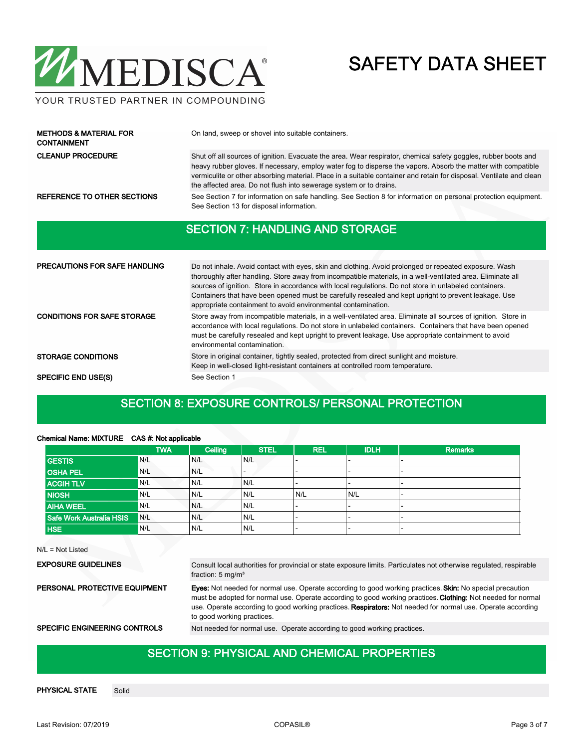| | |
|---|---|
| **METHODS & MATERIAL FOR CONTAINMENT** | On land, sweep or shovel into suitable containers. |
| **CLEANUP PROCEDURE** | Shut off all sources of ignition. Evacuate the area. Wear respirator, chemical safety goggles, rubber boots and heavy rubber gloves. If necessary, employ water fog to disperse the vapors. Absorb the matter with compatible vermiculite or other absorbing material. Place in a suitable container and retain for disposal. Ventilate and clean the affected area. Do not flush into sewerage system or to drains. |
| **REFERENCE TO OTHER SECTIONS** | See Section 7 for information on safe handling. See Section 8 for information on personal protection equipment. See Section 13 for disposal information. |

## SECTION 7: HANDLING AND STORAGE

| | |
|---|---|
| **PRECAUTIONS FOR SAFE HANDLING** | Do not inhale. Avoid contact with eyes, skin and clothing. Avoid prolonged or repeated exposure. Wash thoroughly after handling. Store away from incompatible materials, in a well-ventilated area. Eliminate all sources of ignition. Store in accordance with local regulations. Do not store in unlabeled containers. Containers that have been opened must be carefully resealed and kept upright to prevent leakage. Use appropriate containment to avoid environmental contamination. |
| **CONDITIONS FOR SAFE STORAGE** | Store away from incompatible materials, in a well-ventilated area. Eliminate all sources of ignition. Store in accordance with local regulations. Do not store in unlabeled containers. Containers that have been opened must be carefully resealed and kept upright to prevent leakage. Use appropriate containment to avoid environmental contamination. |
| **STORAGE CONDITIONS** | Store in original container, tightly sealed, protected from direct sunlight and moisture. Keep in well-closed light-resistant containers at controlled room temperature. |
| **SPECIFIC END USE(S)** | See Section 1 |

## SECTION 8: EXPOSURE CONTROLS/ PERSONAL PROTECTION

**Chemical Name: MIXTURE CAS #: Not applicable**

| | TWA | Ceiling | STEL | REL | IDLH | Remarks |
|---|---|---|---|---|---|---|
| GESTIS | N/L | N/L | N/L | - | - | - |
| OSHA PEL | N/L | N/L | - | - | - | - |
| ACGIH TLV | N/L | N/L | N/L | - | - | - |
| NIOSH | N/L | N/L | N/L | N/L | N/L | - |
| AIHA WEEL | N/L | N/L | N/L | - | - | - |
| Safe Work Australia HSIS | N/L | N/L | N/L | - | - | - |
| HSE | N/L | N/L | N/L | - | - | - |

N/L = Not Listed

| | |
|---|---|
| **EXPOSURE GUIDELINES** | Consult local authorities for provincial or state exposure limits. Particulates not otherwise regulated, respirable fraction: 5 mg/m³ |
| **PERSONAL PROTECTIVE EQUIPMENT** | **Eyes:** Not needed for normal use. Operate according to good working practices. **Skin:** No special precaution must be adopted for normal use. Operate according to good working practices. **Clothing:** Not needed for normal use. Operate according to good working practices. **Respirators:** Not needed for normal use. Operate according to good working practices. |
| **SPECIFIC ENGINEERING CONTROLS** | Not needed for normal use. Operate according to good working practices. |

## SECTION 9: PHYSICAL AND CHEMICAL PROPERTIES

| | |
|---|---|
| **PHYSICAL STATE** | Solid |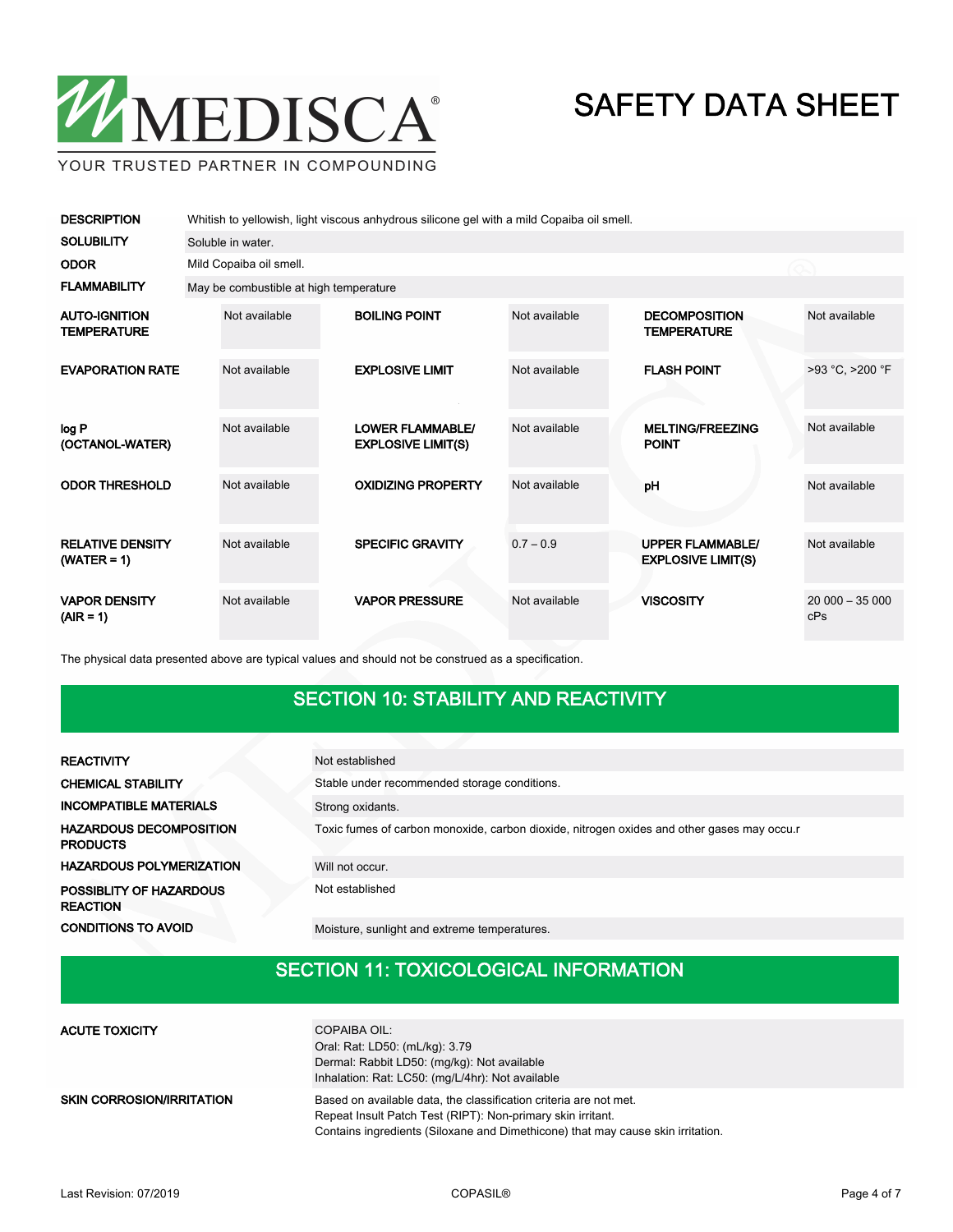| | |
|---|---|
| **DESCRIPTION** | Whitish to yellowish, light viscous anhydrous silicone gel with a mild Copaiba oil smell. |
| **SOLUBILITY** | Soluble in water. |
| **ODOR** | Mild Copaiba oil smell. |
| **FLAMMABILITY** | May be combustible at high temperature |

| | | | | | |
|---|---|---|---|---|---|
| **AUTO-IGNITION TEMPERATURE** | Not available | **BOILING POINT** | Not available | **DECOMPOSITION TEMPERATURE** | Not available |
| **EVAPORATION RATE** | Not available | **EXPLOSIVE LIMIT** | Not available | **FLASH POINT** | >93 °C, >200 °F |
| **log P (OCTANOL-WATER)** | Not available | **LOWER FLAMMABLE/ EXPLOSIVE LIMIT(S)** | Not available | **MELTING/FREEZING POINT** | Not available |
| **ODOR THRESHOLD** | Not available | **OXIDIZING PROPERTY** | Not available | **pH** | Not available |
| **RELATIVE DENSITY (WATER = 1)** | Not available | **SPECIFIC GRAVITY** | 0.7 – 0.9 | **UPPER FLAMMABLE/ EXPLOSIVE LIMIT(S)** | Not available |
| **VAPOR DENSITY (AIR = 1)** | Not available | **VAPOR PRESSURE** | Not available | **VISCOSITY** | 20 000 – 35 000 cPs |

The physical data presented above are typical values and should not be construed as a specification.

## SECTION 10: STABILITY AND REACTIVITY

| | |
|---|---|
| **REACTIVITY** | Not established |
| **CHEMICAL STABILITY** | Stable under recommended storage conditions. |
| **INCOMPATIBLE MATERIALS** | Strong oxidants. |
| **HAZARDOUS DECOMPOSITION PRODUCTS** | Toxic fumes of carbon monoxide, carbon dioxide, nitrogen oxides and other gases may occu.r |
| **HAZARDOUS POLYMERIZATION** | Will not occur. |
| **POSSIBLITY OF HAZARDOUS REACTION** | Not established |
| **CONDITIONS TO AVOID** | Moisture, sunlight and extreme temperatures. |

## SECTION 11: TOXICOLOGICAL INFORMATION

| | |
|---|---|
| **ACUTE TOXICITY** | COPAIBA OIL:<br>Oral: Rat: LD50: (mL/kg): 3.79<br>Dermal: Rabbit LD50: (mg/kg): Not available<br>Inhalation: Rat: LC50: (mg/L/4hr): Not available |
| **SKIN CORROSION/IRRITATION** | Based on available data, the classification criteria are not met.<br>Repeat Insult Patch Test (RIPT): Non-primary skin irritant.<br>Contains ingredients (Siloxane and Dimethicone) that may cause skin irritation. |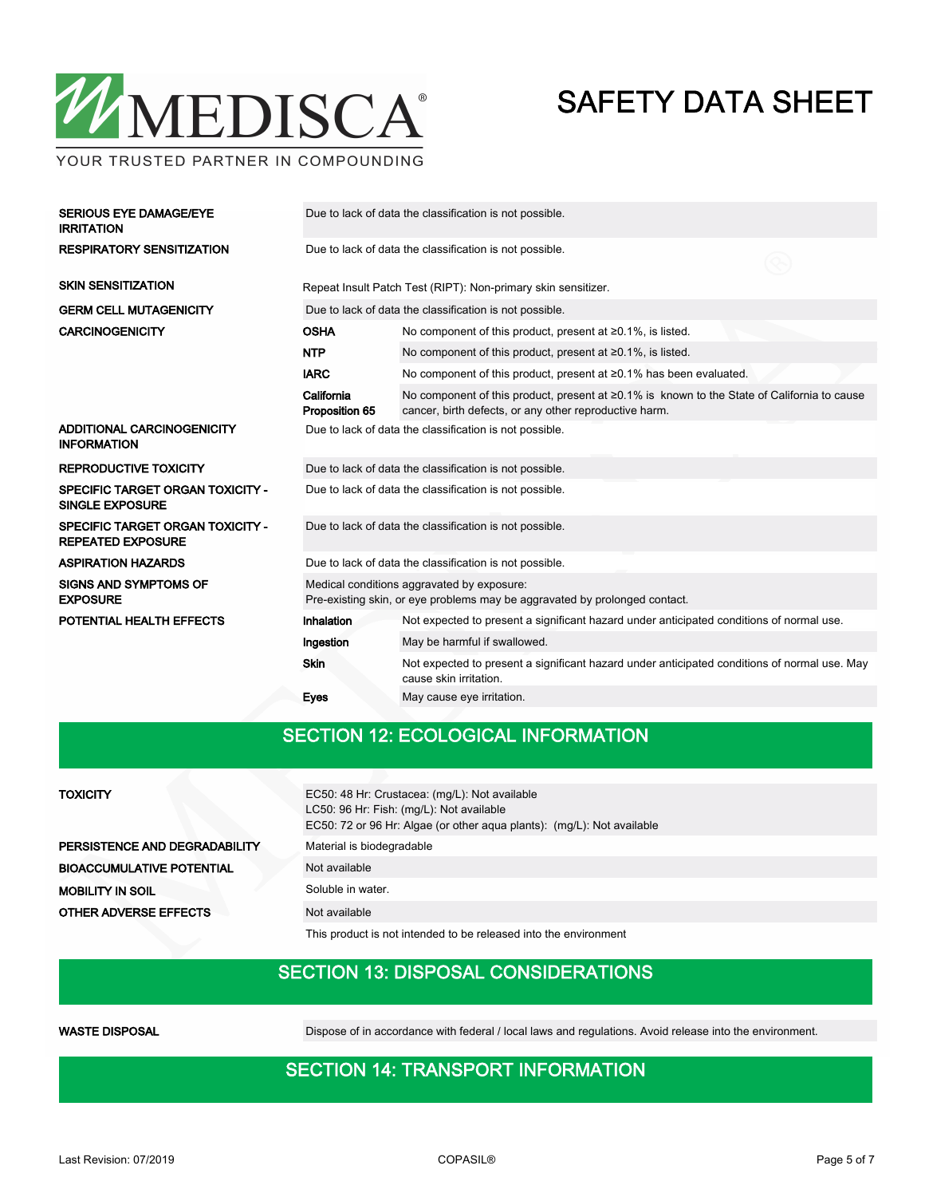| | | |
|---|---|---|
| **SERIOUS EYE DAMAGE/EYE IRRITATION** | Due to lack of data the classification is not possible. | |
| **RESPIRATORY SENSITIZATION** | Due to lack of data the classification is not possible. | |
| **SKIN SENSITIZATION** | Repeat Insult Patch Test (RIPT): Non-primary skin sensitizer. | |
| **GERM CELL MUTAGENICITY** | Due to lack of data the classification is not possible. | |
| **CARCINOGENICITY** | **OSHA** | No component of this product, present at ≥0.1%, is listed. |
| | **NTP** | No component of this product, present at ≥0.1%, is listed. |
| | **IARC** | No component of this product, present at ≥0.1% has been evaluated. |
| | **California Proposition 65** | No component of this product, present at ≥0.1% is known to the State of California to cause cancer, birth defects, or any other reproductive harm. |
| **ADDITIONAL CARCINOGENICITY INFORMATION** | Due to lack of data the classification is not possible. | |
| **REPRODUCTIVE TOXICITY** | Due to lack of data the classification is not possible. | |
| **SPECIFIC TARGET ORGAN TOXICITY - SINGLE EXPOSURE** | Due to lack of data the classification is not possible. | |
| **SPECIFIC TARGET ORGAN TOXICITY - REPEATED EXPOSURE** | Due to lack of data the classification is not possible. | |
| **ASPIRATION HAZARDS** | Due to lack of data the classification is not possible. | |
| **SIGNS AND SYMPTOMS OF EXPOSURE** | Medical conditions aggravated by exposure:<br>Pre-existing skin, or eye problems may be aggravated by prolonged contact. | |
| **POTENTIAL HEALTH EFFECTS** | **Inhalation** | Not expected to present a significant hazard under anticipated conditions of normal use. |
| | **Ingestion** | May be harmful if swallowed. |
| | **Skin** | Not expected to present a significant hazard under anticipated conditions of normal use. May cause skin irritation. |
| | **Eyes** | May cause eye irritation. |

## SECTION 12: ECOLOGICAL INFORMATION

| | |
|---|---|
| **TOXICITY** | EC50: 48 Hr: Crustacea: (mg/L): Not available<br>LC50: 96 Hr: Fish: (mg/L): Not available<br>EC50: 72 or 96 Hr: Algae (or other aqua plants): (mg/L): Not available |
| **PERSISTENCE AND DEGRADABILITY** | Material is biodegradable |
| **BIOACCUMULATIVE POTENTIAL** | Not available |
| **MOBILITY IN SOIL** | Soluble in water. |
| **OTHER ADVERSE EFFECTS** | Not available |
| | This product is not intended to be released into the environment |

## SECTION 13: DISPOSAL CONSIDERATIONS

| | |
|---|---|
| **WASTE DISPOSAL** | Dispose of in accordance with federal / local laws and regulations. Avoid release into the environment. |

## SECTION 14: TRANSPORT INFORMATION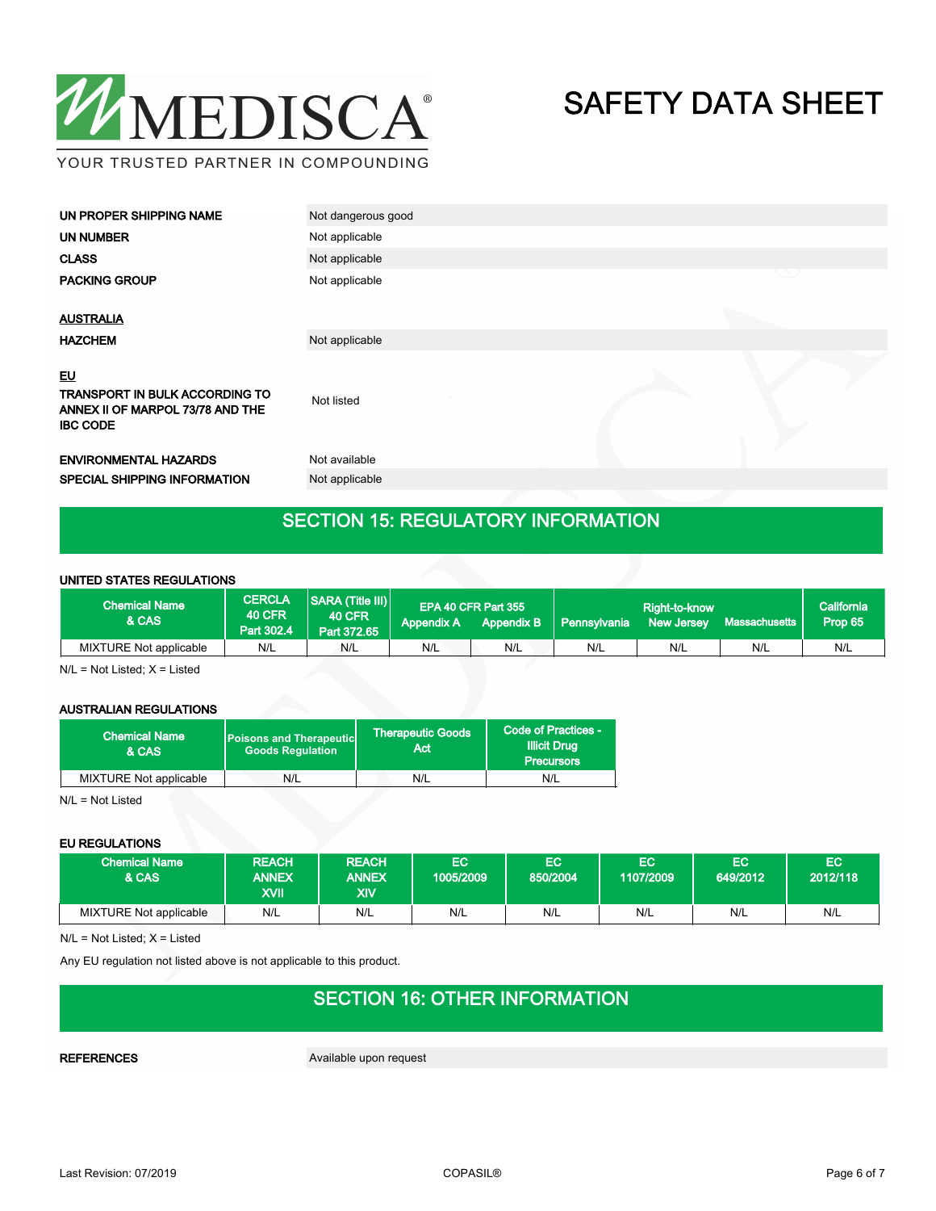| | |
|---|---|
| **UN PROPER SHIPPING NAME** | Not dangerous good |
| **UN NUMBER** | Not applicable |
| **CLASS** | Not applicable |
| **PACKING GROUP** | Not applicable |

**AUSTRALIA**

| | |
|---|---|
| **HAZCHEM** | Not applicable |

**EU**

| | |
|---|---|
| **TRANSPORT IN BULK ACCORDING TO ANNEX II OF MARPOL 73/78 AND THE IBC CODE** | Not listed |
| **ENVIRONMENTAL HAZARDS** | Not available |
| **SPECIAL SHIPPING INFORMATION** | Not applicable |

## SECTION 15: REGULATORY INFORMATION

**UNITED STATES REGULATIONS**

| Chemical Name & CAS | CERCLA 40 CFR Part 302.4 | SARA (Title III) 40 CFR Part 372.65 | EPA 40 CFR Part 355 Appendix A | EPA 40 CFR Part 355 Appendix B | Right-to-know Pennsylvania | Right-to-know New Jersey | Right-to-know Massachusetts | California Prop 65 |
|---|---|---|---|---|---|---|---|---|
| MIXTURE Not applicable | N/L | N/L | N/L | N/L | N/L | N/L | N/L | N/L |

N/L = Not Listed; X = Listed

**AUSTRALIAN REGULATIONS**

| Chemical Name & CAS | Poisons and Therapeutic Goods Regulation | Therapeutic Goods Act | Code of Practices - Illicit Drug Precursors |
|---|---|---|---|
| MIXTURE Not applicable | N/L | N/L | N/L |

N/L = Not Listed

**EU REGULATIONS**

| Chemical Name & CAS | REACH ANNEX XVII | REACH ANNEX XIV | EC 1005/2009 | EC 850/2004 | EC 1107/2009 | EC 649/2012 | EC 2012/118 |
|---|---|---|---|---|---|---|---|
| MIXTURE Not applicable | N/L | N/L | N/L | N/L | N/L | N/L | N/L |

N/L = Not Listed; X = Listed

Any EU regulation not listed above is not applicable to this product.

## SECTION 16: OTHER INFORMATION

| | |
|---|---|
| **REFERENCES** | Available upon request |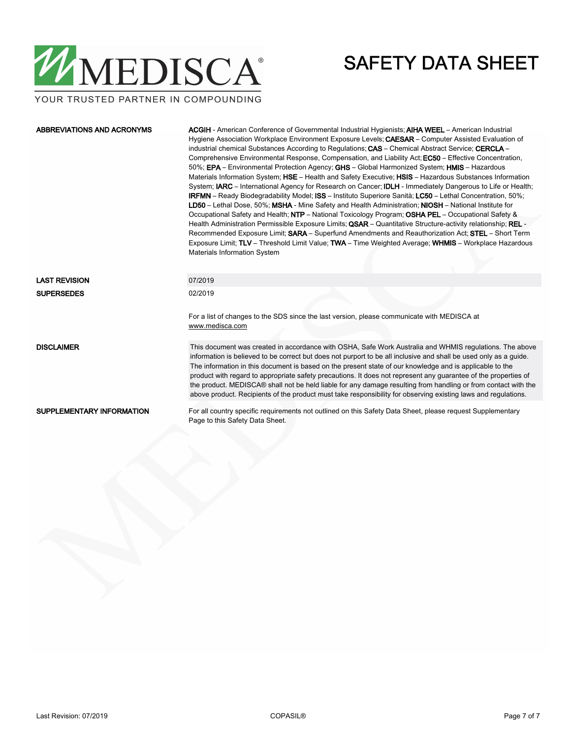**ABBREVIATIONS AND ACRONYMS**

**ACGIH** - American Conference of Governmental Industrial Hygienists; **AIHA WEEL** – American Industrial Hygiene Association Workplace Environment Exposure Levels; **CAESAR** – Computer Assisted Evaluation of industrial chemical Substances According to Regulations; **CAS** – Chemical Abstract Service; **CERCLA** – Comprehensive Environmental Response, Compensation, and Liability Act; **EC50** – Effective Concentration, 50%; **EPA** – Environmental Protection Agency; **GHS** – Global Harmonized System; **HMIS** – Hazardous Materials Information System; **HSE** – Health and Safety Executive; **HSIS** – Hazardous Substances Information System; **IARC** – International Agency for Research on Cancer; **IDLH** - Immediately Dangerous to Life or Health; **IRFMN** – Ready Biodegradability Model; **ISS** – Instituto Superiore Sanità; **LC50** – Lethal Concentration, 50%; **LD50** – Lethal Dose, 50%; **MSHA** - Mine Safety and Health Administration; **NIOSH** – National Institute for Occupational Safety and Health; **NTP** – National Toxicology Program; **OSHA PEL** – Occupational Safety & Health Administration Permissible Exposure Limits; **QSAR** – Quantitative Structure-activity relationship; **REL** - Recommended Exposure Limit; **SARA** – Superfund Amendments and Reauthorization Act; **STEL** – Short Term Exposure Limit; **TLV** – Threshold Limit Value; **TWA** – Time Weighted Average; **WHMIS** – Workplace Hazardous Materials Information System

**LAST REVISION**

07/2019

**SUPERSEDES**

02/2019

For a list of changes to the SDS since the last version, please communicate with MEDISCA at www.medisca.com

**DISCLAIMER**

This document was created in accordance with OSHA, Safe Work Australia and WHMIS regulations. The above information is believed to be correct but does not purport to be all inclusive and shall be used only as a guide. The information in this document is based on the present state of our knowledge and is applicable to the product with regard to appropriate safety precautions. It does not represent any guarantee of the properties of the product. MEDISCA® shall not be held liable for any damage resulting from handling or from contact with the above product. Recipients of the product must take responsibility for observing existing laws and regulations.

**SUPPLEMENTARY INFORMATION**

For all country specific requirements not outlined on this Safety Data Sheet, please request Supplementary Page to this Safety Data Sheet.